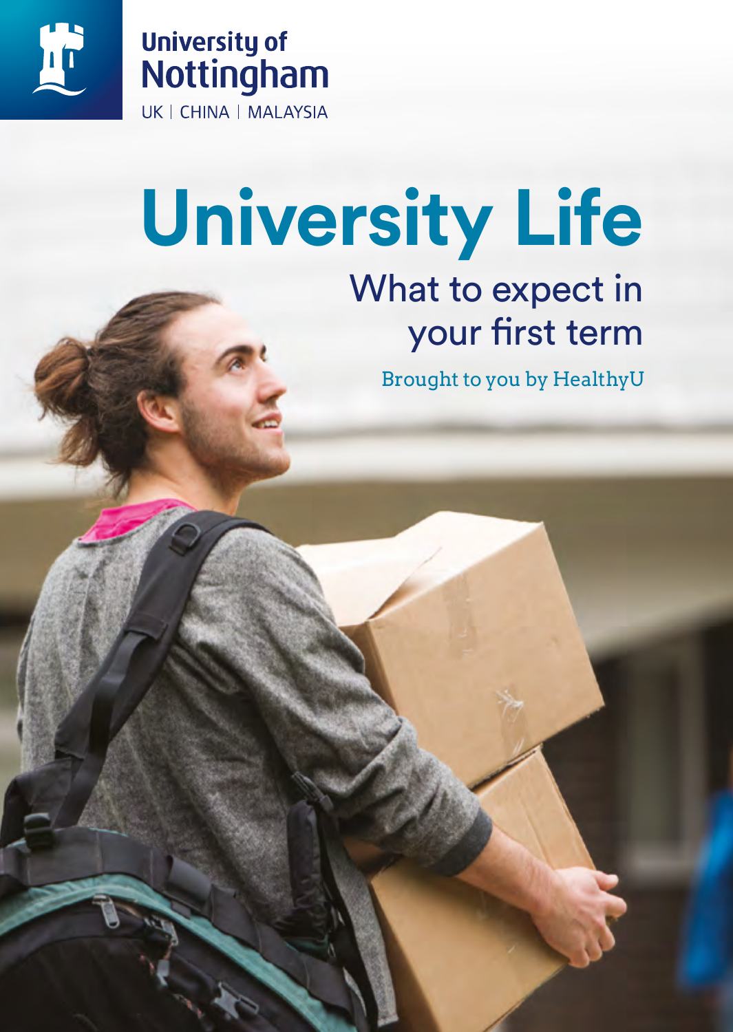University of Nottingham

UK | CHINA | MALAYSIA

# University Life

## What to expect in your first term

Brought to you by HealthyU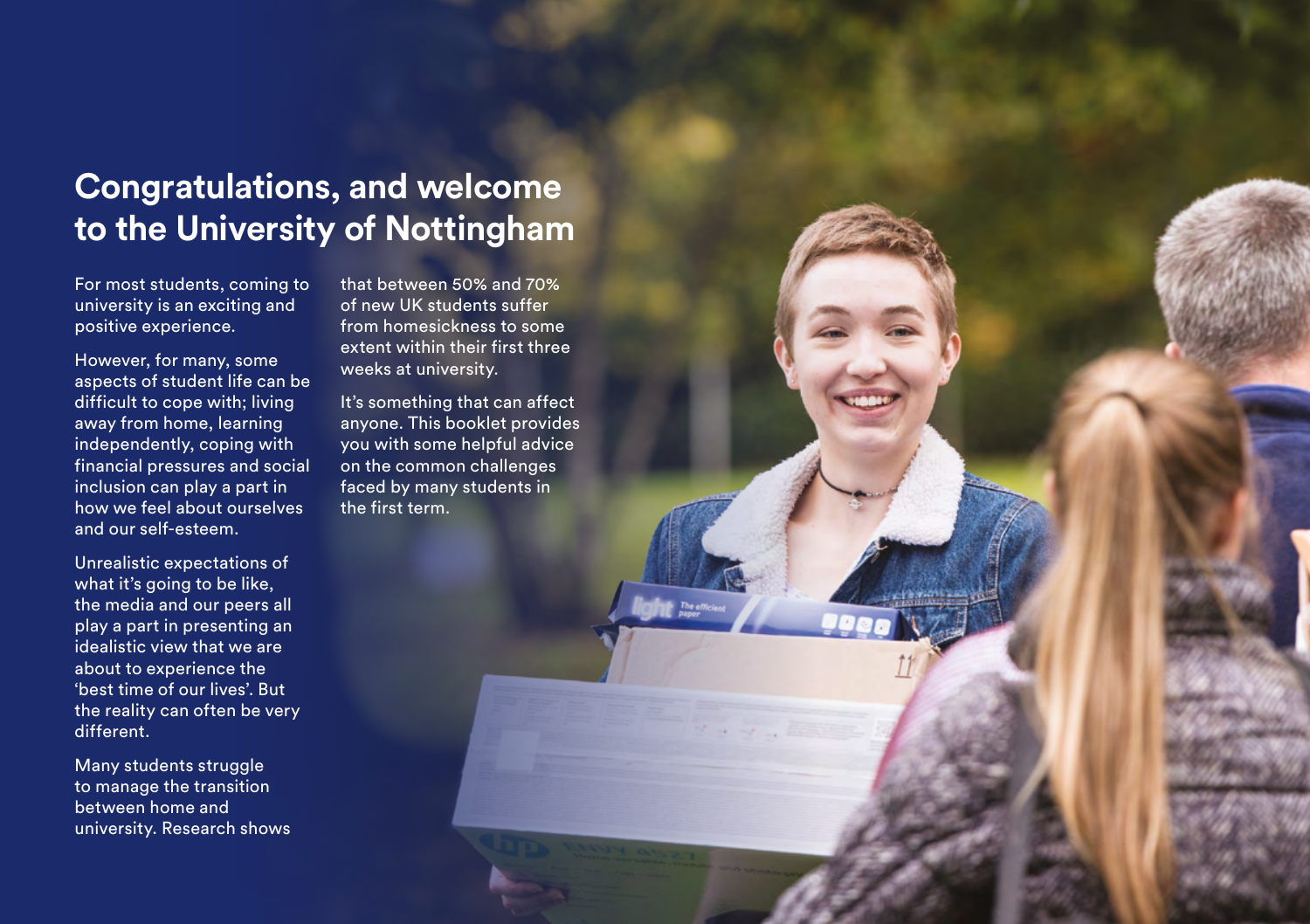# Congratulations, and welcome to the University of Nottingham

For most students, coming to university is an exciting and positive experience.

However, for many, some aspects of student life can be difficult to cope with; living away from home, learning independently, coping with financial pressures and social inclusion can play a part in how we feel about ourselves and our self-esteem.

Unrealistic expectations of what it's going to be like, the media and our peers all play a part in presenting an idealistic view that we are about to experience the 'best time of our lives'. But the reality can often be very different.

Many students struggle to manage the transition between home and university. Research shows that between 50% and 70% of new UK students suffer from homesickness to some extent within their first three weeks at university.

It's something that can affect anyone. This booklet provides you with some helpful advice on the common challenges faced by many students in the first term.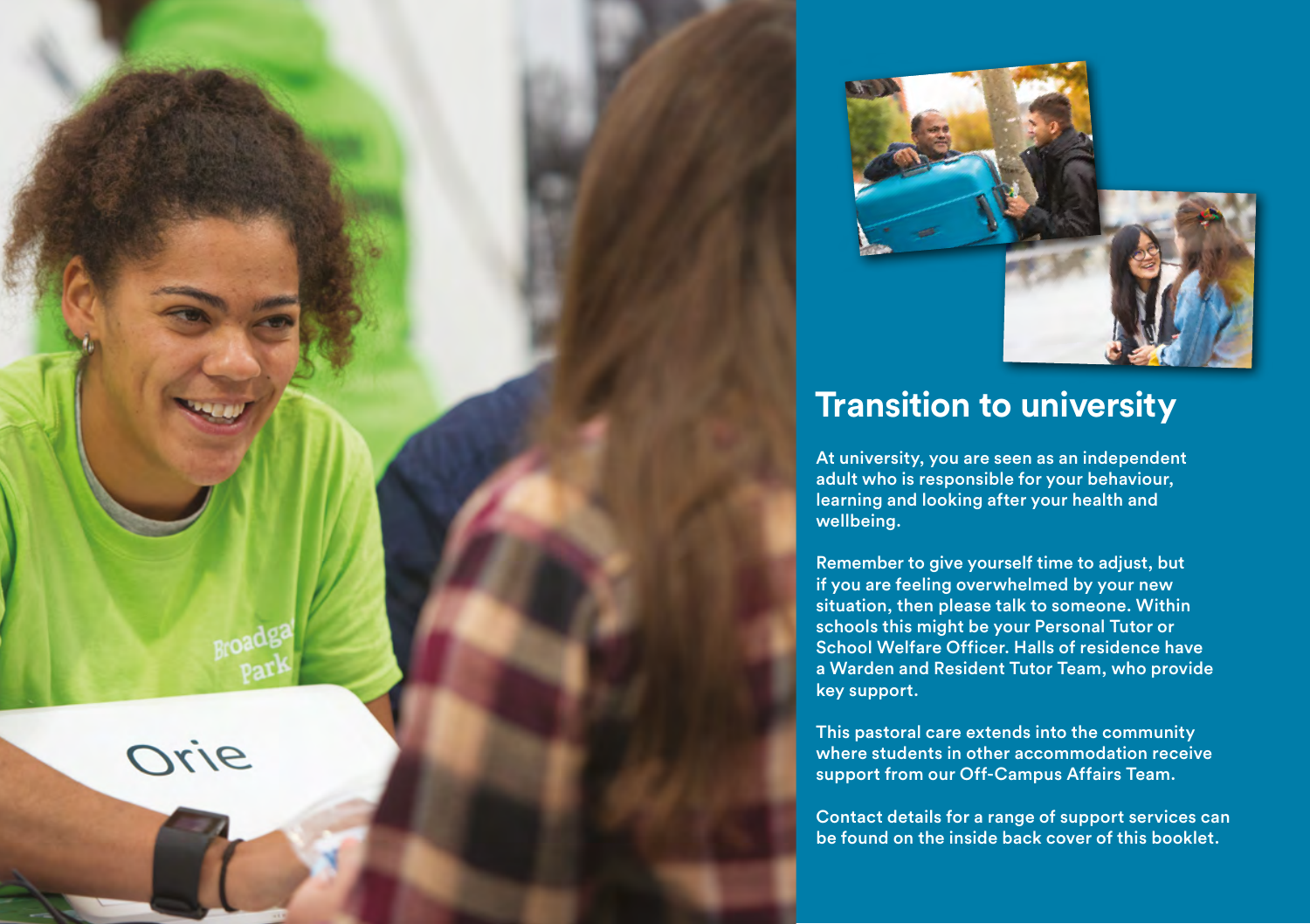# Transition to university

At university, you are seen as an independent adult who is responsible for your behaviour, learning and looking after your health and wellbeing.

Remember to give yourself time to adjust, but if you are feeling overwhelmed by your new situation, then please talk to someone. Within schools this might be your Personal Tutor or School Welfare Officer. Halls of residence have a Warden and Resident Tutor Team, who provide key support.

This pastoral care extends into the community where students in other accommodation receive support from our Off-Campus Affairs Team.

Contact details for a range of support services can be found on the inside back cover of this booklet.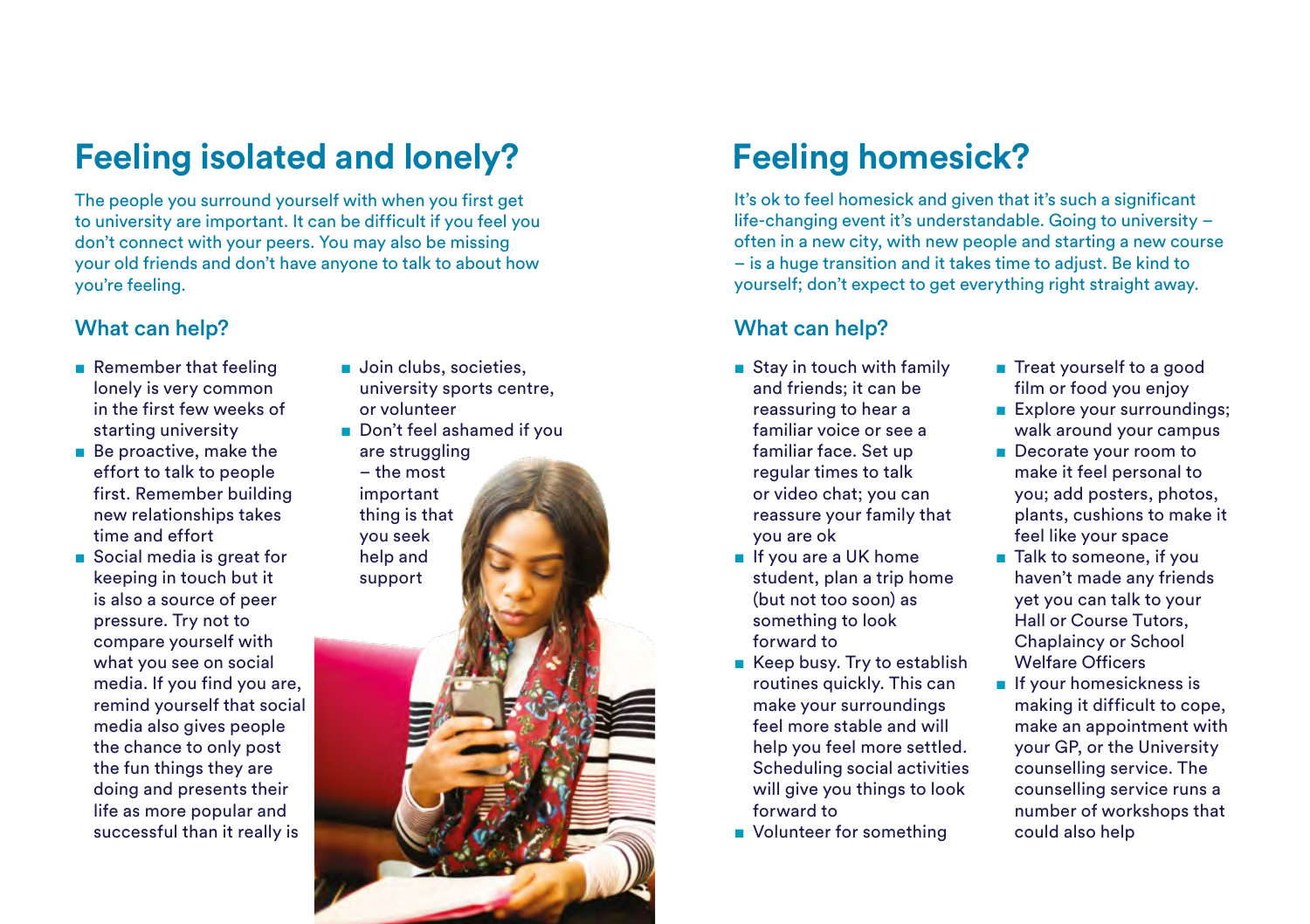## Feeling isolated and lonely?

The people you surround yourself with when you first get to university are important. It can be difficult if you feel you don't connect with your peers. You may also be missing your old friends and don't have anyone to talk to about how you're feeling.

### What can help?

- Remember that feeling lonely is very common in the first few weeks of starting university
- Be proactive, make the effort to talk to people first. Remember building new relationships takes time and effort
- Social media is great for keeping in touch but it is also a source of peer pressure. Try not to compare yourself with what you see on social media. If you find you are, remind yourself that social media also gives people the chance to only post the fun things they are doing and presents their life as more popular and successful than it really is
- Join clubs, societies, university sports centre, or volunteer
- Don't feel ashamed if you are struggling – the most important thing is that you seek help and support

## Feeling homesick?

It's ok to feel homesick and given that it's such a significant life-changing event it's understandable. Going to university – often in a new city, with new people and starting a new course – is a huge transition and it takes time to adjust. Be kind to yourself; don't expect to get everything right straight away.

### What can help?

- Stay in touch with family and friends; it can be reassuring to hear a familiar voice or see a familiar face. Set up regular times to talk or video chat; you can reassure your family that you are ok
- If you are a UK home student, plan a trip home (but not too soon) as something to look forward to
- Keep busy. Try to establish routines quickly. This can make your surroundings feel more stable and will help you feel more settled. Scheduling social activities will give you things to look forward to
- Volunteer for something
- Treat yourself to a good film or food you enjoy
- Explore your surroundings; walk around your campus
- Decorate your room to make it feel personal to you; add posters, photos, plants, cushions to make it feel like your space
- Talk to someone, if you haven't made any friends yet you can talk to your Hall or Course Tutors, Chaplaincy or School Welfare Officers
- If your homesickness is making it difficult to cope, make an appointment with your GP, or the University counselling service. The counselling service runs a number of workshops that could also help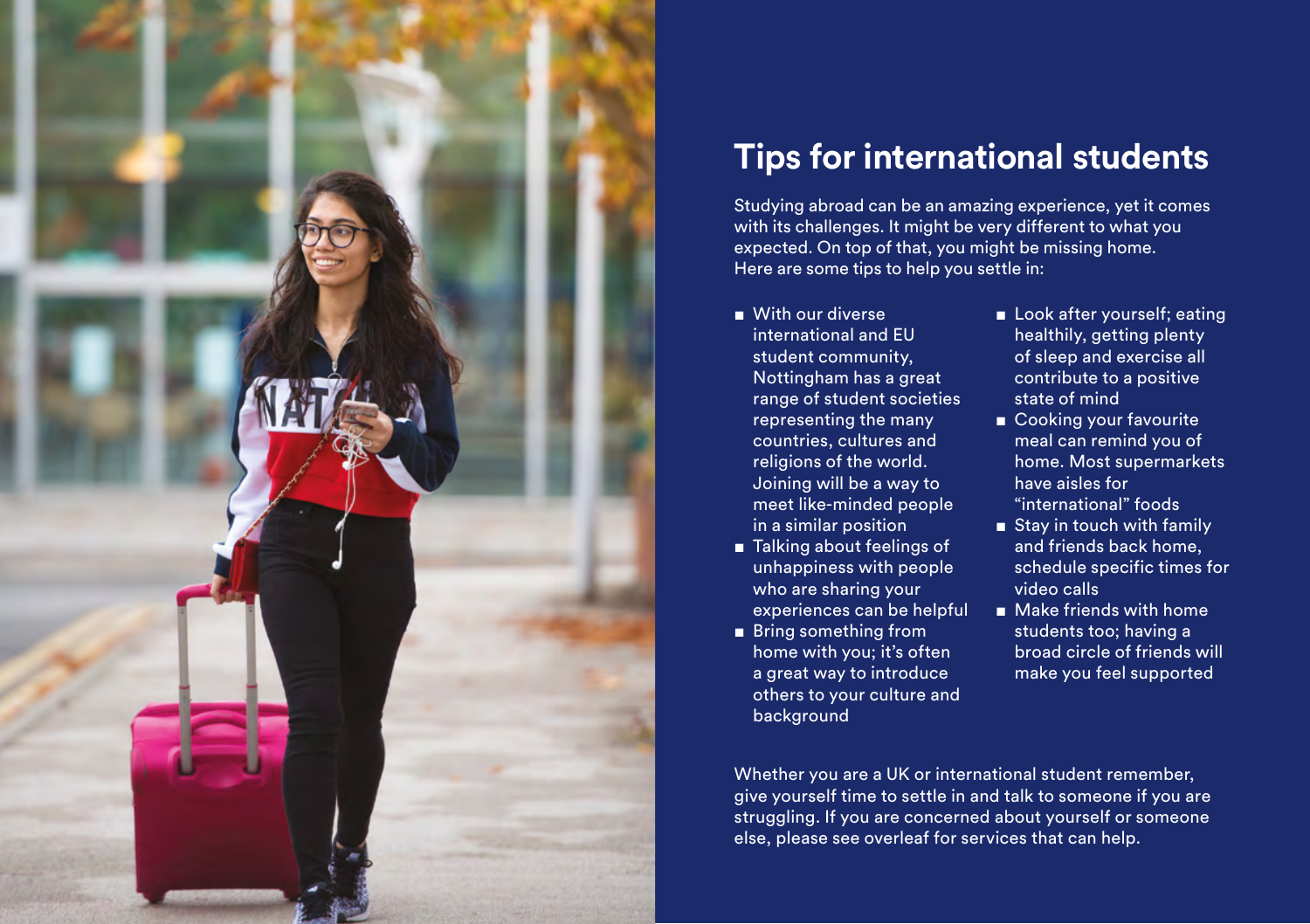## Tips for international students

Studying abroad can be an amazing experience, yet it comes with its challenges. It might be very different to what you expected. On top of that, you might be missing home. Here are some tips to help you settle in:

- With our diverse international and EU student community, Nottingham has a great range of student societies representing the many countries, cultures and religions of the world. Joining will be a way to meet like-minded people in a similar position
- Talking about feelings of unhappiness with people who are sharing your experiences can be helpful
- Bring something from home with you; it's often a great way to introduce others to your culture and background
- Look after yourself; eating healthily, getting plenty of sleep and exercise all contribute to a positive state of mind
- Cooking your favourite meal can remind you of home. Most supermarkets have aisles for "international" foods
- Stay in touch with family and friends back home, schedule specific times for video calls
- Make friends with home students too; having a broad circle of friends will make you feel supported

Whether you are a UK or international student remember, give yourself time to settle in and talk to someone if you are struggling. If you are concerned about yourself or someone else, please see overleaf for services that can help.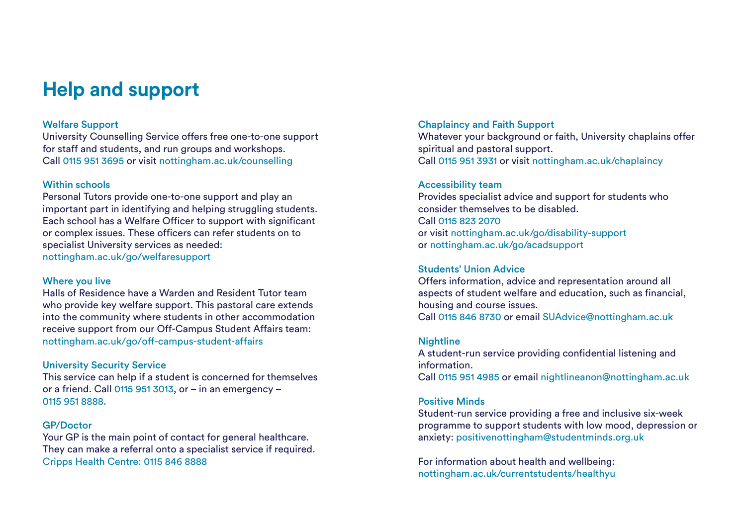# Help and support

### Welfare Support

University Counselling Service offers free one-to-one support for staff and students, and run groups and workshops.
Call 0115 951 3695 or visit nottingham.ac.uk/counselling

### Within schools

Personal Tutors provide one-to-one support and play an important part in identifying and helping struggling students. Each school has a Welfare Officer to support with significant or complex issues. These officers can refer students on to specialist University services as needed:
nottingham.ac.uk/go/welfaresupport

### Where you live

Halls of Residence have a Warden and Resident Tutor team who provide key welfare support. This pastoral care extends into the community where students in other accommodation receive support from our Off-Campus Student Affairs team:
nottingham.ac.uk/go/off-campus-student-affairs

### University Security Service

This service can help if a student is concerned for themselves or a friend. Call 0115 951 3013, or – in an emergency – 0115 951 8888.

### GP/Doctor

Your GP is the main point of contact for general healthcare. They can make a referral onto a specialist service if required.
Cripps Health Centre: 0115 846 8888

### Chaplaincy and Faith Support

Whatever your background or faith, University chaplains offer spiritual and pastoral support.
Call 0115 951 3931 or visit nottingham.ac.uk/chaplaincy

### Accessibility team

Provides specialist advice and support for students who consider themselves to be disabled.
Call 0115 823 2070
or visit nottingham.ac.uk/go/disability-support
or nottingham.ac.uk/go/acadsupport

### Students' Union Advice

Offers information, advice and representation around all aspects of student welfare and education, such as financial, housing and course issues.
Call 0115 846 8730 or email SUAdvice@nottingham.ac.uk

### Nightline

A student-run service providing confidential listening and information.
Call 0115 951 4985 or email nightlineanon@nottingham.ac.uk

### Positive Minds

Student-run service providing a free and inclusive six-week programme to support students with low mood, depression or anxiety: positivenottingham@studentminds.org.uk

For information about health and wellbeing:
nottingham.ac.uk/currentstudents/healthyu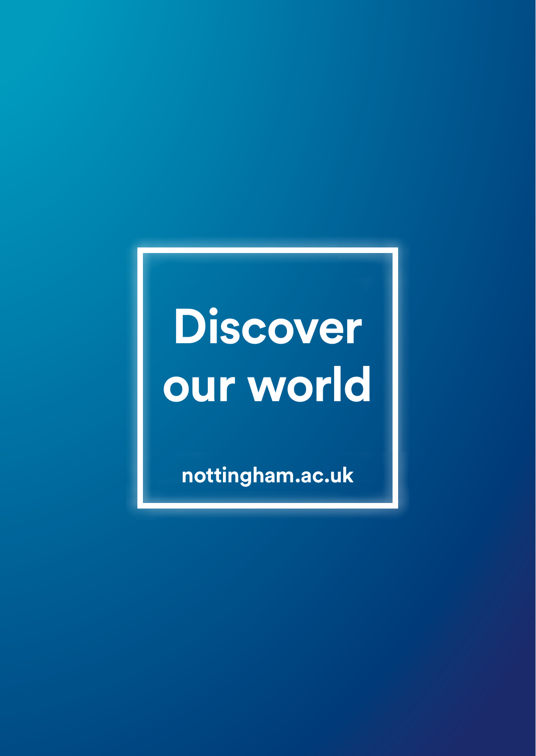# Discover our world

nottingham.ac.uk